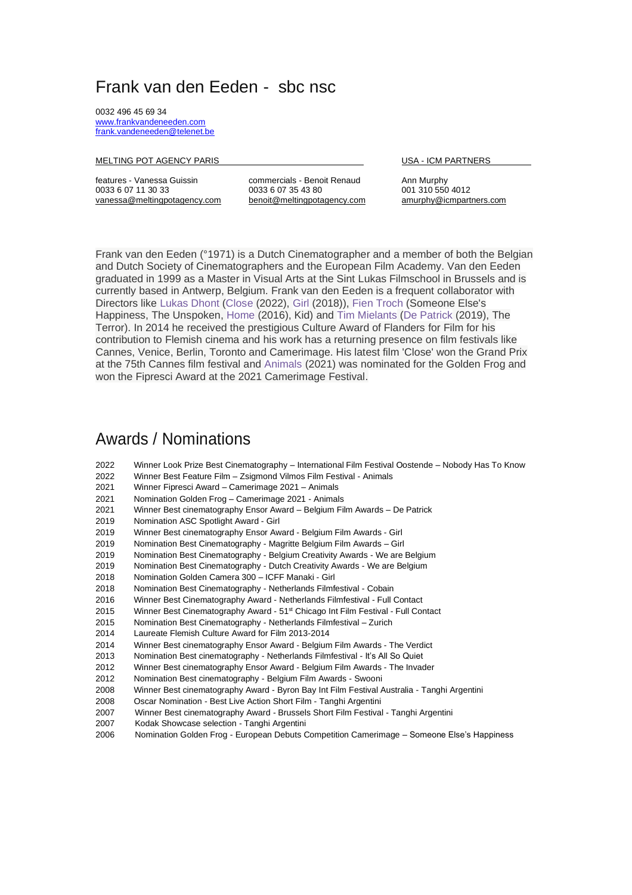# Frank van den Eeden - sbc nsc

0032 496 45 69 34
www.frankvandeneeden.com
frank.vandeneeden@telenet.be

MELTING POT AGENCY PARIS

features - Vanessa Guissin
0033 6 07 11 30 33
vanessa@meltingpotagency.com

commercials - Benoit Renaud
0033 6 07 35 43 80
benoit@meltingpotagency.com

USA - ICM PARTNERS

Ann Murphy
001 310 550 4012
amurphy@icmpartners.com

Frank van den Eeden (°1971) is a Dutch Cinematographer and a member of both the Belgian and Dutch Society of Cinematographers and the European Film Academy. Van den Eeden graduated in 1999 as a Master in Visual Arts at the Sint Lukas Filmschool in Brussels and is currently based in Antwerp, Belgium. Frank van den Eeden is a frequent collaborator with Directors like Lukas Dhont (Close (2022), Girl (2018)), Fien Troch (Someone Else's Happiness, The Unspoken, Home (2016), Kid) and Tim Mielants (De Patrick (2019), The Terror). In 2014 he received the prestigious Culture Award of Flanders for Film for his contribution to Flemish cinema and his work has a returning presence on film festivals like Cannes, Venice, Berlin, Toronto and Camerimage. His latest film 'Close' won the Grand Prix at the 75th Cannes film festival and Animals (2021) was nominated for the Golden Frog and won the Fipresci Award at the 2021 Camerimage Festival.

## Awards / Nominations

| | |
|---|---|
| 2022 | Winner Look Prize Best Cinematography – International Film Festival Oostende – Nobody Has To Know |
| 2022 | Winner Best Feature Film – Zsigmond Vilmos Film Festival - Animals |
| 2021 | Winner Fipresci Award – Camerimage 2021 – Animals |
| 2021 | Nomination Golden Frog – Camerimage 2021 - Animals |
| 2021 | Winner Best cinematography Ensor Award – Belgium Film Awards – De Patrick |
| 2019 | Nomination ASC Spotlight Award - Girl |
| 2019 | Winner Best cinematography Ensor Award - Belgium Film Awards - Girl |
| 2019 | Nomination Best Cinematography - Magritte Belgium Film Awards – Girl |
| 2019 | Nomination Best Cinematography - Belgium Creativity Awards - We are Belgium |
| 2019 | Nomination Best Cinematography - Dutch Creativity Awards - We are Belgium |
| 2018 | Nomination Golden Camera 300 – ICFF Manaki - Girl |
| 2018 | Nomination Best Cinematography - Netherlands Filmfestival - Cobain |
| 2016 | Winner Best Cinematography Award - Netherlands Filmfestival - Full Contact |
| 2015 | Winner Best Cinematography Award - 51st Chicago Int Film Festival - Full Contact |
| 2015 | Nomination Best Cinematography - Netherlands Filmfestival – Zurich |
| 2014 | Laureate Flemish Culture Award for Film 2013-2014 |
| 2014 | Winner Best cinematography Ensor Award - Belgium Film Awards - The Verdict |
| 2013 | Nomination Best cinematography - Netherlands Filmfestival - It's All So Quiet |
| 2012 | Winner Best cinematography Ensor Award - Belgium Film Awards - The Invader |
| 2012 | Nomination Best cinematography - Belgium Film Awards - Swooni |
| 2008 | Winner Best cinematography Award - Byron Bay Int Film Festival Australia - Tanghi Argentini |
| 2008 | Oscar Nomination - Best Live Action Short Film - Tanghi Argentini |
| 2007 | Winner Best cinematography Award - Brussels Short Film Festival - Tanghi Argentini |
| 2007 | Kodak Showcase selection - Tanghi Argentini |
| 2006 | Nomination Golden Frog - European Debuts Competition Camerimage – Someone Else's Happiness |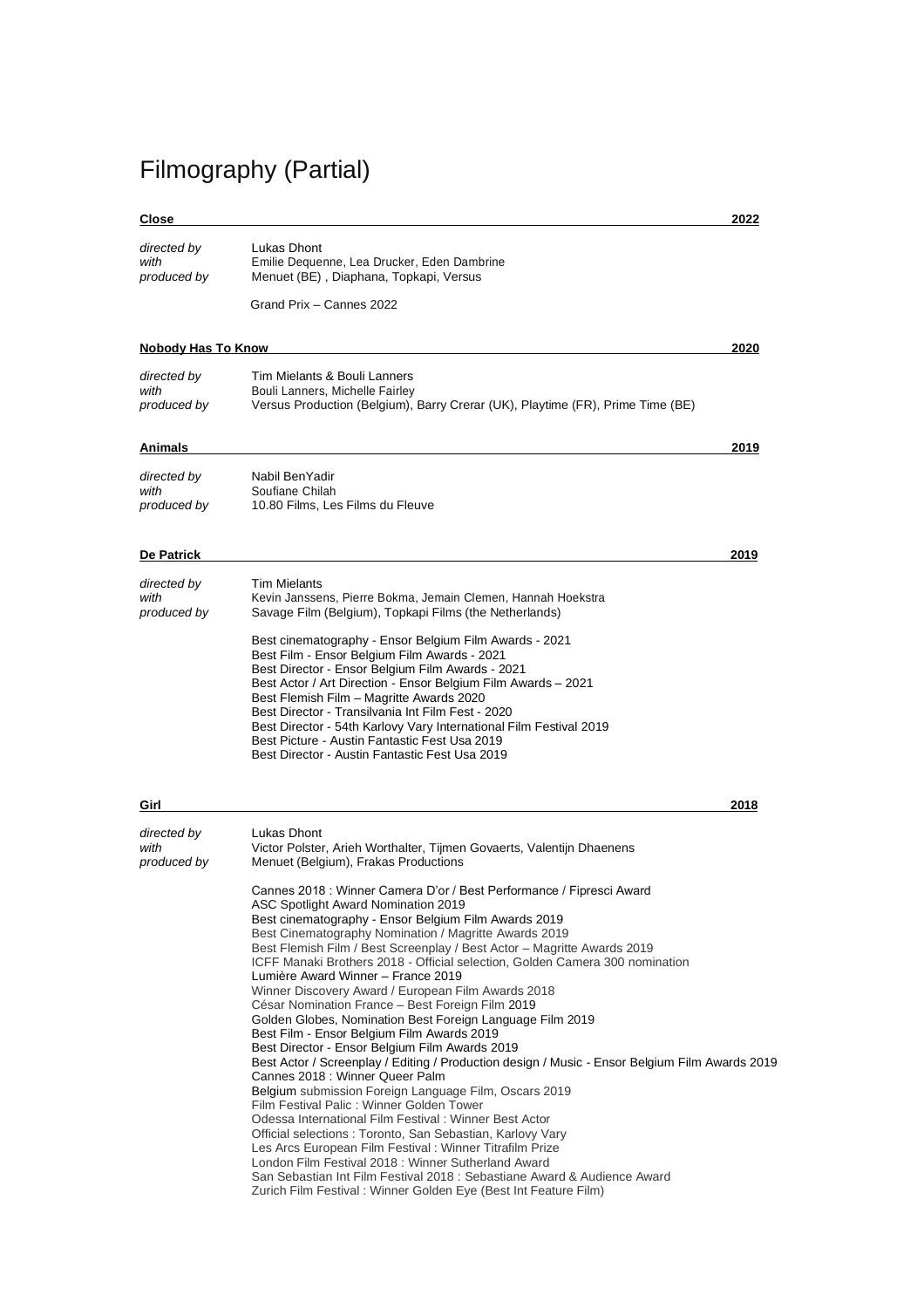# Filmography (Partial)

**Close** **2022**

*directed by* Lukas Dhont
*with* Emilie Dequenne, Lea Drucker, Eden Dambrine
*produced by* Menuet (BE) , Diaphana, Topkapi, Versus

Grand Prix – Cannes 2022

**Nobody Has To Know** **2020**

*directed by* Tim Mielants & Bouli Lanners
*with* Bouli Lanners, Michelle Fairley
*produced by* Versus Production (Belgium), Barry Crerar (UK), Playtime (FR), Prime Time (BE)

**Animals** **2019**

*directed by* Nabil BenYadir
*with* Soufiane Chilah
*produced by* 10.80 Films, Les Films du Fleuve

**De Patrick** **2019**

*directed by* Tim Mielants
*with* Kevin Janssens, Pierre Bokma, Jemain Clemen, Hannah Hoekstra
*produced by* Savage Film (Belgium), Topkapi Films (the Netherlands)

Best cinematography - Ensor Belgium Film Awards - 2021
Best Film - Ensor Belgium Film Awards - 2021
Best Director - Ensor Belgium Film Awards - 2021
Best Actor / Art Direction - Ensor Belgium Film Awards – 2021
Best Flemish Film – Magritte Awards 2020
Best Director - Transilvania Int Film Fest - 2020
Best Director - 54th Karlovy Vary International Film Festival 2019
Best Picture - Austin Fantastic Fest Usa 2019
Best Director - Austin Fantastic Fest Usa 2019

**Girl** **2018**

*directed by* Lukas Dhont
*with* Victor Polster, Arieh Worthalter, Tijmen Govaerts, Valentijn Dhaenens
*produced by* Menuet (Belgium), Frakas Productions

Cannes 2018 : Winner Camera D'or / Best Performance / Fipresci Award
ASC Spotlight Award Nomination 2019
Best cinematography - Ensor Belgium Film Awards 2019
Best Cinematography Nomination / Magritte Awards 2019
Best Flemish Film / Best Screenplay / Best Actor – Magritte Awards 2019
ICFF Manaki Brothers 2018 - Official selection, Golden Camera 300 nomination
Lumière Award Winner – France 2019
Winner Discovery Award / European Film Awards 2018
César Nomination France – Best Foreign Film 2019
Golden Globes, Nomination Best Foreign Language Film 2019
Best Film - Ensor Belgium Film Awards 2019
Best Director - Ensor Belgium Film Awards 2019
Best Actor / Screenplay / Editing / Production design / Music - Ensor Belgium Film Awards 2019
Cannes 2018 : Winner Queer Palm
Belgium submission Foreign Language Film, Oscars 2019
Film Festival Palic : Winner Golden Tower
Odessa International Film Festival : Winner Best Actor
Official selections : Toronto, San Sebastian, Karlovy Vary
Les Arcs European Film Festival : Winner Titrafilm Prize
London Film Festival 2018 : Winner Sutherland Award
San Sebastian Int Film Festival 2018 : Sebastiane Award & Audience Award
Zurich Film Festival : Winner Golden Eye (Best Int Feature Film)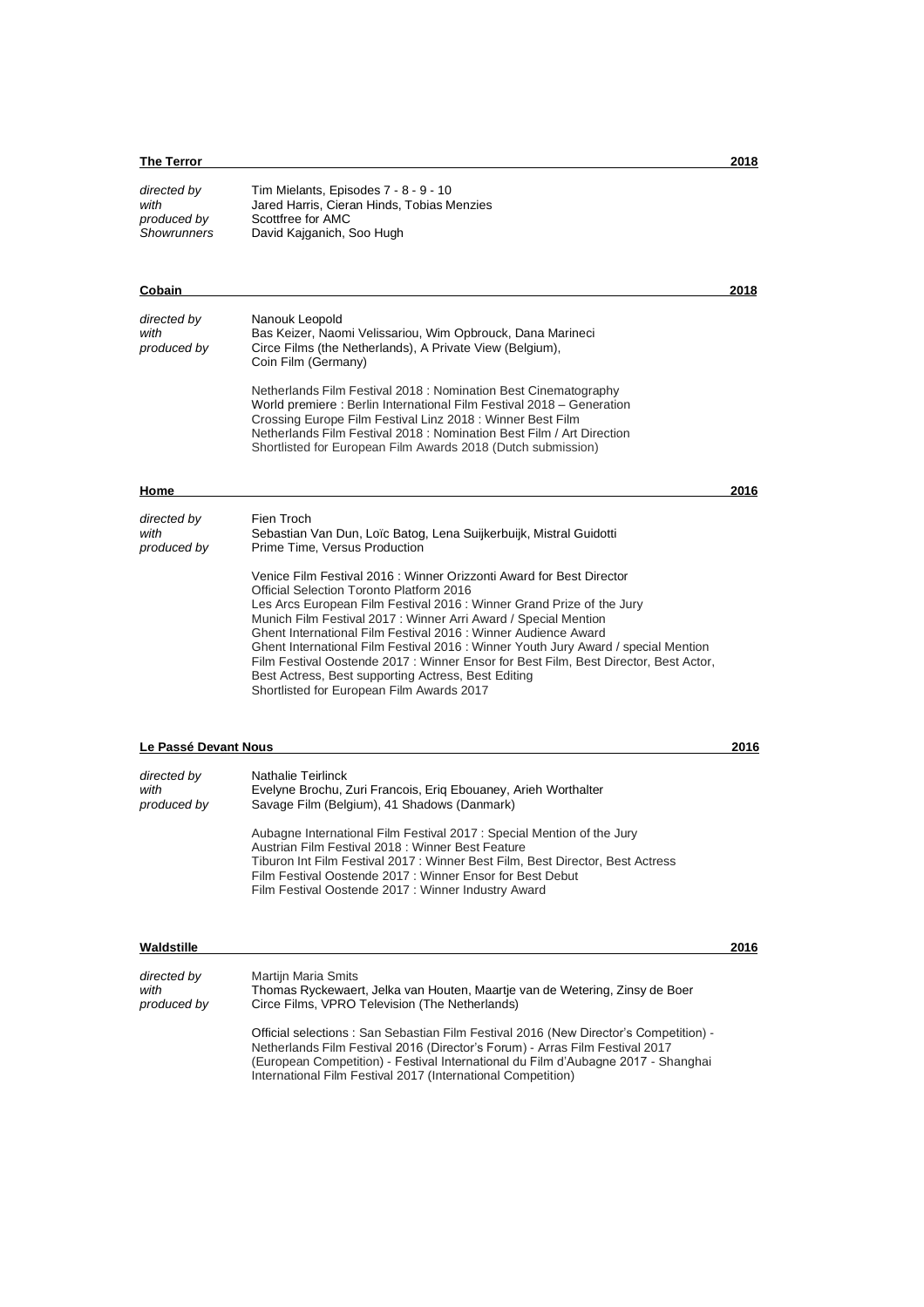**The Terror** **2018**

*directed by* Tim Mielants, Episodes 7 - 8 - 9 - 10
*with* Jared Harris, Cieran Hinds, Tobias Menzies
*produced by* Scottfree for AMC
*Showrunners* David Kajganich, Soo Hugh

**Cobain** **2018**

*directed by* Nanouk Leopold
*with* Bas Keizer, Naomi Velissariou, Wim Opbrouck, Dana Marineci
*produced by* Circe Films (the Netherlands), A Private View (Belgium), Coin Film (Germany)

Netherlands Film Festival 2018 : Nomination Best Cinematography
World premiere : Berlin International Film Festival 2018 – Generation
Crossing Europe Film Festival Linz 2018 : Winner Best Film
Netherlands Film Festival 2018 : Nomination Best Film / Art Direction
Shortlisted for European Film Awards 2018 (Dutch submission)

**Home** **2016**

*directed by* Fien Troch
*with* Sebastian Van Dun, Loïc Batog, Lena Suijkerbuijk, Mistral Guidotti
*produced by* Prime Time, Versus Production

Venice Film Festival 2016 : Winner Orizzonti Award for Best Director
Official Selection Toronto Platform 2016
Les Arcs European Film Festival 2016 : Winner Grand Prize of the Jury
Munich Film Festival 2017 : Winner Arri Award / Special Mention
Ghent International Film Festival 2016 : Winner Audience Award
Ghent International Film Festival 2016 : Winner Youth Jury Award / special Mention
Film Festival Oostende 2017 : Winner Ensor for Best Film, Best Director, Best Actor, Best Actress, Best supporting Actress, Best Editing
Shortlisted for European Film Awards 2017

**Le Passé Devant Nous** **2016**

*directed by* Nathalie Teirlinck
*with* Evelyne Brochu, Zuri Francois, Eriq Ebouaney, Arieh Worthalter
*produced by* Savage Film (Belgium), 41 Shadows (Danmark)

Aubagne International Film Festival 2017 : Special Mention of the Jury
Austrian Film Festival 2018 : Winner Best Feature
Tiburon Int Film Festival 2017 : Winner Best Film, Best Director, Best Actress
Film Festival Oostende 2017 : Winner Ensor for Best Debut
Film Festival Oostende 2017 : Winner Industry Award

**Waldstille** **2016**

*directed by* Martijn Maria Smits
*with* Thomas Ryckewaert, Jelka van Houten, Maartje van de Wetering, Zinsy de Boer
*produced by* Circe Films, VPRO Television (The Netherlands)

Official selections : San Sebastian Film Festival 2016 (New Director's Competition) - Netherlands Film Festival 2016 (Director's Forum) - Arras Film Festival 2017 (European Competition) - Festival International du Film d'Aubagne 2017 - Shanghai International Film Festival 2017 (International Competition)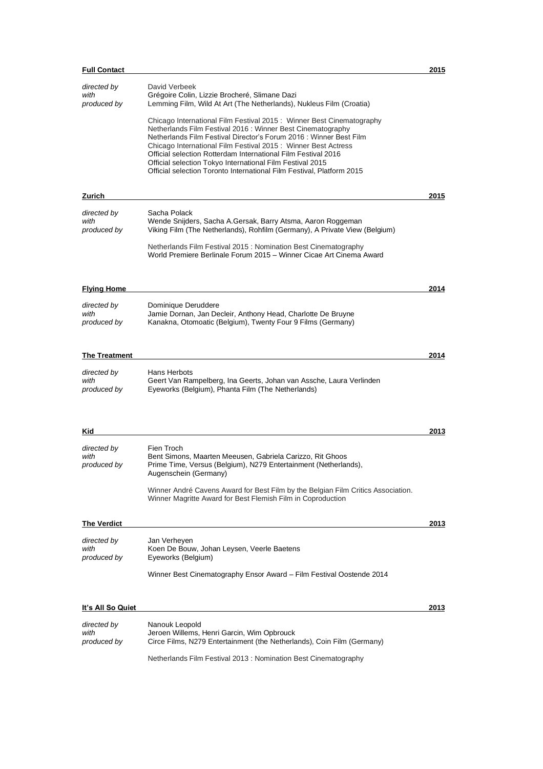## Full Contact — 2015

*directed by* David Verbeek
*with* Grégoire Colin, Lizzie Brocheré, Slimane Dazi
*produced by* Lemming Film, Wild At Art (The Netherlands), Nukleus Film (Croatia)

Chicago International Film Festival 2015 : Winner Best Cinematography
Netherlands Film Festival 2016 : Winner Best Cinematography
Netherlands Film Festival Director's Forum 2016 : Winner Best Film
Chicago International Film Festival 2015 : Winner Best Actress
Official selection Rotterdam International Film Festival 2016
Official selection Tokyo International Film Festival 2015
Official selection Toronto International Film Festival, Platform 2015

## Zurich — 2015

*directed by* Sacha Polack
*with* Wende Snijders, Sacha A.Gersak, Barry Atsma, Aaron Roggeman
*produced by* Viking Film (The Netherlands), Rohfilm (Germany), A Private View (Belgium)

Netherlands Film Festival 2015 : Nomination Best Cinematography
World Premiere Berlinale Forum 2015 – Winner Cicae Art Cinema Award

## Flying Home — 2014

*directed by* Dominique Deruddere
*with* Jamie Dornan, Jan Decleir, Anthony Head, Charlotte De Bruyne
*produced by* Kanakna, Otomoatic (Belgium), Twenty Four 9 Films (Germany)

## The Treatment — 2014

*directed by* Hans Herbots
*with* Geert Van Rampelberg, Ina Geerts, Johan van Assche, Laura Verlinden
*produced by* Eyeworks (Belgium), Phanta Film (The Netherlands)

## Kid — 2013

*directed by* Fien Troch
*with* Bent Simons, Maarten Meeusen, Gabriela Carizzo, Rit Ghoos
*produced by* Prime Time, Versus (Belgium), N279 Entertainment (Netherlands), Augenschein (Germany)

Winner André Cavens Award for Best Film by the Belgian Film Critics Association.
Winner Magritte Award for Best Flemish Film in Coproduction

## The Verdict — 2013

*directed by* Jan Verheyen
*with* Koen De Bouw, Johan Leysen, Veerle Baetens
*produced by* Eyeworks (Belgium)

Winner Best Cinematography Ensor Award – Film Festival Oostende 2014

## It's All So Quiet — 2013

*directed by* Nanouk Leopold
*with* Jeroen Willems, Henri Garcin, Wim Opbrouck
*produced by* Circe Films, N279 Entertainment (the Netherlands), Coin Film (Germany)

Netherlands Film Festival 2013 : Nomination Best Cinematography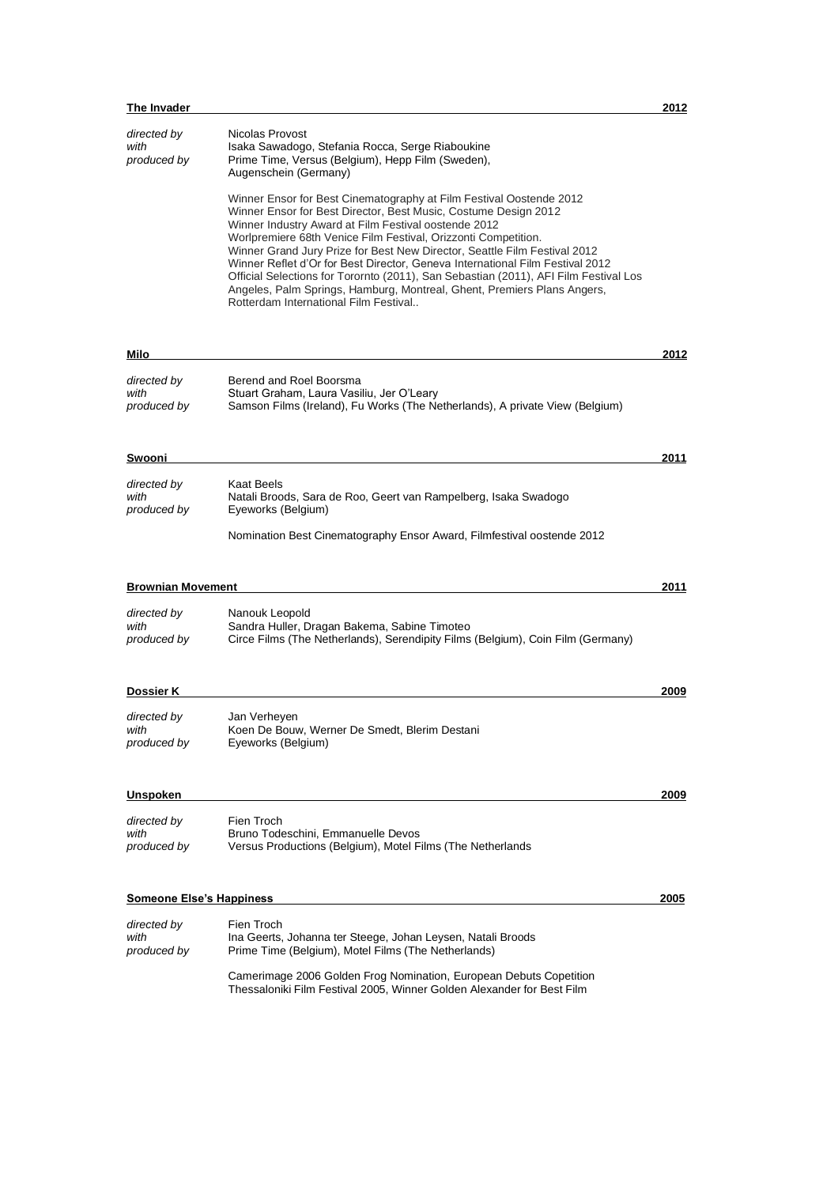**The Invader** — **2012**

*directed by* Nicolas Provost
*with* Isaka Sawadogo, Stefania Rocca, Serge Riaboukine
*produced by* Prime Time, Versus (Belgium), Hepp Film (Sweden), Augenschein (Germany)

Winner Ensor for Best Cinematography at Film Festival Oostende 2012
Winner Ensor for Best Director, Best Music, Costume Design 2012
Winner Industry Award at Film Festival oostende 2012
Worlpremiere 68th Venice Film Festival, Orizzonti Competition.
Winner Grand Jury Prize for Best New Director, Seattle Film Festival 2012
Winner Reflet d'Or for Best Director, Geneva International Film Festival 2012
Official Selections for Torornto (2011), San Sebastian (2011), AFI Film Festival Los Angeles, Palm Springs, Hamburg, Montreal, Ghent, Premiers Plans Angers, Rotterdam International Film Festival..

**Milo** — **2012**

*directed by* Berend and Roel Boorsma
*with* Stuart Graham, Laura Vasiliu, Jer O'Leary
*produced by* Samson Films (Ireland), Fu Works (The Netherlands), A private View (Belgium)

**Swooni** — **2011**

*directed by* Kaat Beels
*with* Natali Broods, Sara de Roo, Geert van Rampelberg, Isaka Swadogo
*produced by* Eyeworks (Belgium)

Nomination Best Cinematography Ensor Award, Filmfestival oostende 2012

**Brownian Movement** — **2011**

*directed by* Nanouk Leopold
*with* Sandra Huller, Dragan Bakema, Sabine Timoteo
*produced by* Circe Films (The Netherlands), Serendipity Films (Belgium), Coin Film (Germany)

**Dossier K** — **2009**

*directed by* Jan Verheyen
*with* Koen De Bouw, Werner De Smedt, Blerim Destani
*produced by* Eyeworks (Belgium)

**Unspoken** — **2009**

*directed by* Fien Troch
*with* Bruno Todeschini, Emmanuelle Devos
*produced by* Versus Productions (Belgium), Motel Films (The Netherlands

**Someone Else's Happiness** — **2005**

*directed by* Fien Troch
*with* Ina Geerts, Johanna ter Steege, Johan Leysen, Natali Broods
*produced by* Prime Time (Belgium), Motel Films (The Netherlands)

Camerimage 2006 Golden Frog Nomination, European Debuts Copetition
Thessaloniki Film Festival 2005, Winner Golden Alexander for Best Film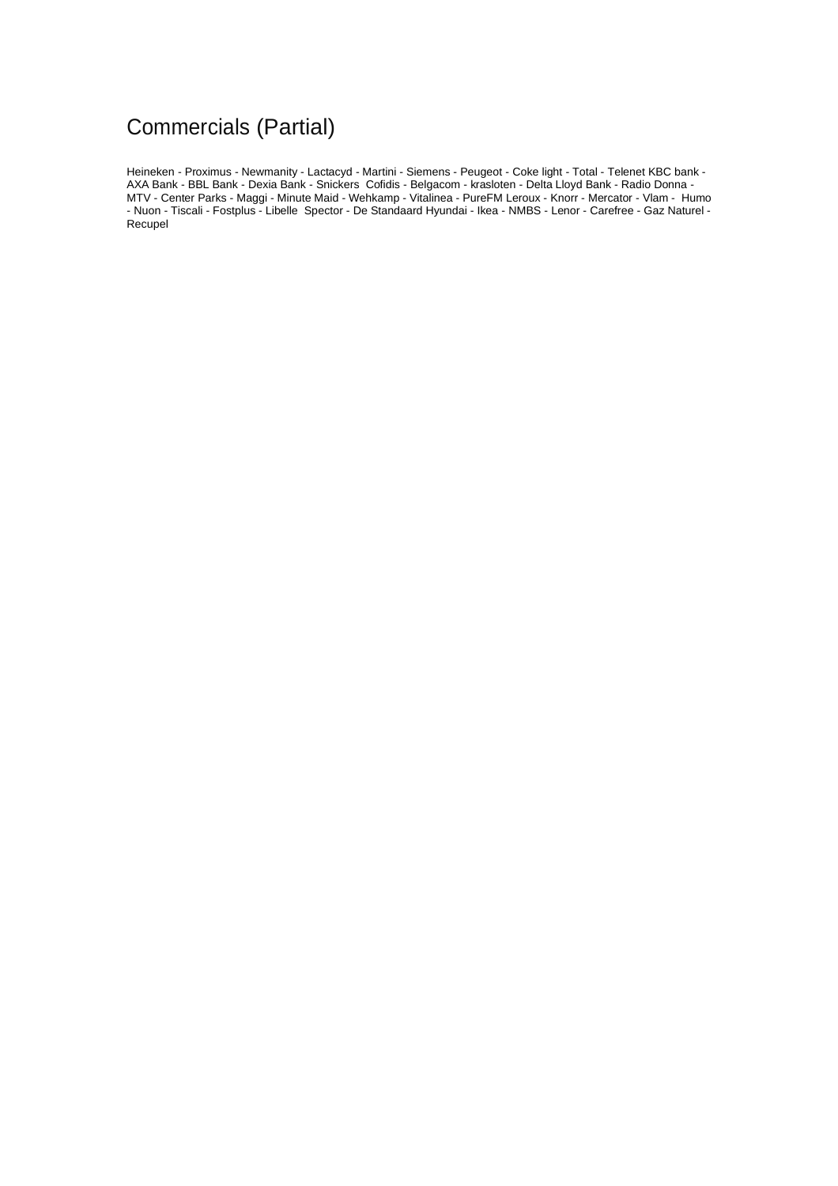# Commercials (Partial)

Heineken - Proximus - Newmanity - Lactacyd - Martini - Siemens - Peugeot - Coke light - Total - Telenet KBC bank - AXA Bank - BBL Bank - Dexia Bank - Snickers Cofidis - Belgacom - krasloten - Delta Lloyd Bank - Radio Donna - MTV - Center Parks - Maggi - Minute Maid - Wehkamp - Vitalinea - PureFM Leroux - Knorr - Mercator - Vlam - Humo - Nuon - Tiscali - Fostplus - Libelle Spector - De Standaard Hyundai - Ikea - NMBS - Lenor - Carefree - Gaz Naturel - Recupel